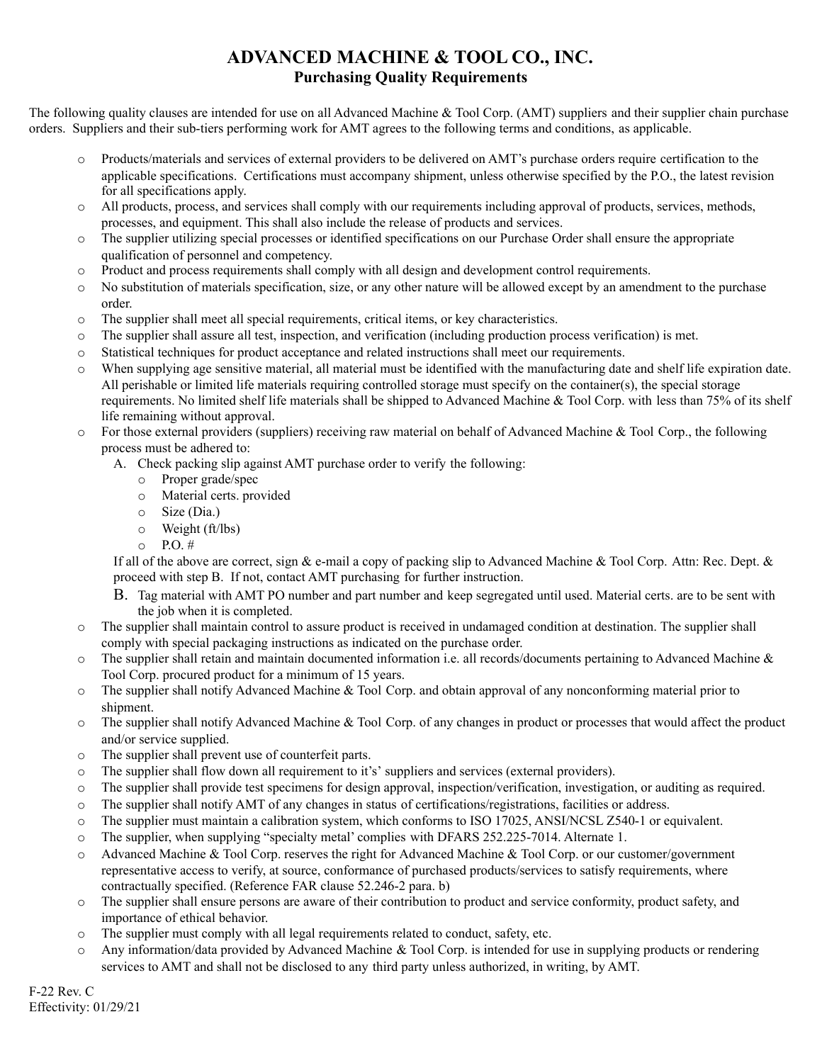# ADVANCED MACHINE & TOOL CO., INC.

## Purchasing Quality Requirements

The following quality clauses are intended for use on all Advanced Machine & Tool Corp. (AMT) suppliers and their supplier chain purchase orders. Suppliers and their sub-tiers performing work for AMT agrees to the following terms and conditions, as applicable.

- Products/materials and services of external providers to be delivered on AMT's purchase orders require certification to the applicable specifications. Certifications must accompany shipment, unless otherwise specified by the P.O., the latest revision for all specifications apply.
- All products, process, and services shall comply with our requirements including approval of products, services, methods, processes, and equipment. This shall also include the release of products and services.
- The supplier utilizing special processes or identified specifications on our Purchase Order shall ensure the appropriate qualification of personnel and competency.
- Product and process requirements shall comply with all design and development control requirements.
- No substitution of materials specification, size, or any other nature will be allowed except by an amendment to the purchase order.
- The supplier shall meet all special requirements, critical items, or key characteristics.
- The supplier shall assure all test, inspection, and verification (including production process verification) is met.
- Statistical techniques for product acceptance and related instructions shall meet our requirements.
- When supplying age sensitive material, all material must be identified with the manufacturing date and shelf life expiration date. All perishable or limited life materials requiring controlled storage must specify on the container(s), the special storage requirements. No limited shelf life materials shall be shipped to Advanced Machine & Tool Corp. with less than 75% of its shelf life remaining without approval.
- For those external providers (suppliers) receiving raw material on behalf of Advanced Machine & Tool Corp., the following process must be adhered to:
  - A. Check packing slip against AMT purchase order to verify the following:
    - Proper grade/spec
    - Material certs. provided
    - Size (Dia.)
    - Weight (ft/lbs)
    - P.O. #

    If all of the above are correct, sign & e-mail a copy of packing slip to Advanced Machine & Tool Corp. Attn: Rec. Dept. & proceed with step B. If not, contact AMT purchasing for further instruction.
  - B. Tag material with AMT PO number and part number and keep segregated until used. Material certs. are to be sent with the job when it is completed.
- The supplier shall maintain control to assure product is received in undamaged condition at destination. The supplier shall comply with special packaging instructions as indicated on the purchase order.
- The supplier shall retain and maintain documented information i.e. all records/documents pertaining to Advanced Machine & Tool Corp. procured product for a minimum of 15 years.
- The supplier shall notify Advanced Machine & Tool Corp. and obtain approval of any nonconforming material prior to shipment.
- The supplier shall notify Advanced Machine & Tool Corp. of any changes in product or processes that would affect the product and/or service supplied.
- The supplier shall prevent use of counterfeit parts.
- The supplier shall flow down all requirement to it's' suppliers and services (external providers).
- The supplier shall provide test specimens for design approval, inspection/verification, investigation, or auditing as required.
- The supplier shall notify AMT of any changes in status of certifications/registrations, facilities or address.
- The supplier must maintain a calibration system, which conforms to ISO 17025, ANSI/NCSL Z540-1 or equivalent.
- The supplier, when supplying "specialty metal' complies with DFARS 252.225-7014. Alternate 1.
- Advanced Machine & Tool Corp. reserves the right for Advanced Machine & Tool Corp. or our customer/government representative access to verify, at source, conformance of purchased products/services to satisfy requirements, where contractually specified. (Reference FAR clause 52.246-2 para. b)
- The supplier shall ensure persons are aware of their contribution to product and service conformity, product safety, and importance of ethical behavior.
- The supplier must comply with all legal requirements related to conduct, safety, etc.
- Any information/data provided by Advanced Machine & Tool Corp. is intended for use in supplying products or rendering services to AMT and shall not be disclosed to any third party unless authorized, in writing, by AMT.

F-22 Rev. C
Effectivity: 01/29/21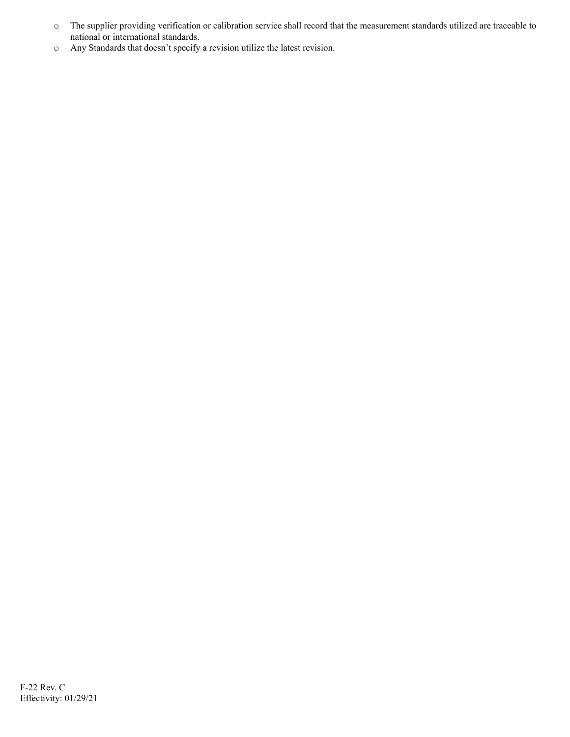- The supplier providing verification or calibration service shall record that the measurement standards utilized are traceable to national or international standards.
- Any Standards that doesn't specify a revision utilize the latest revision.